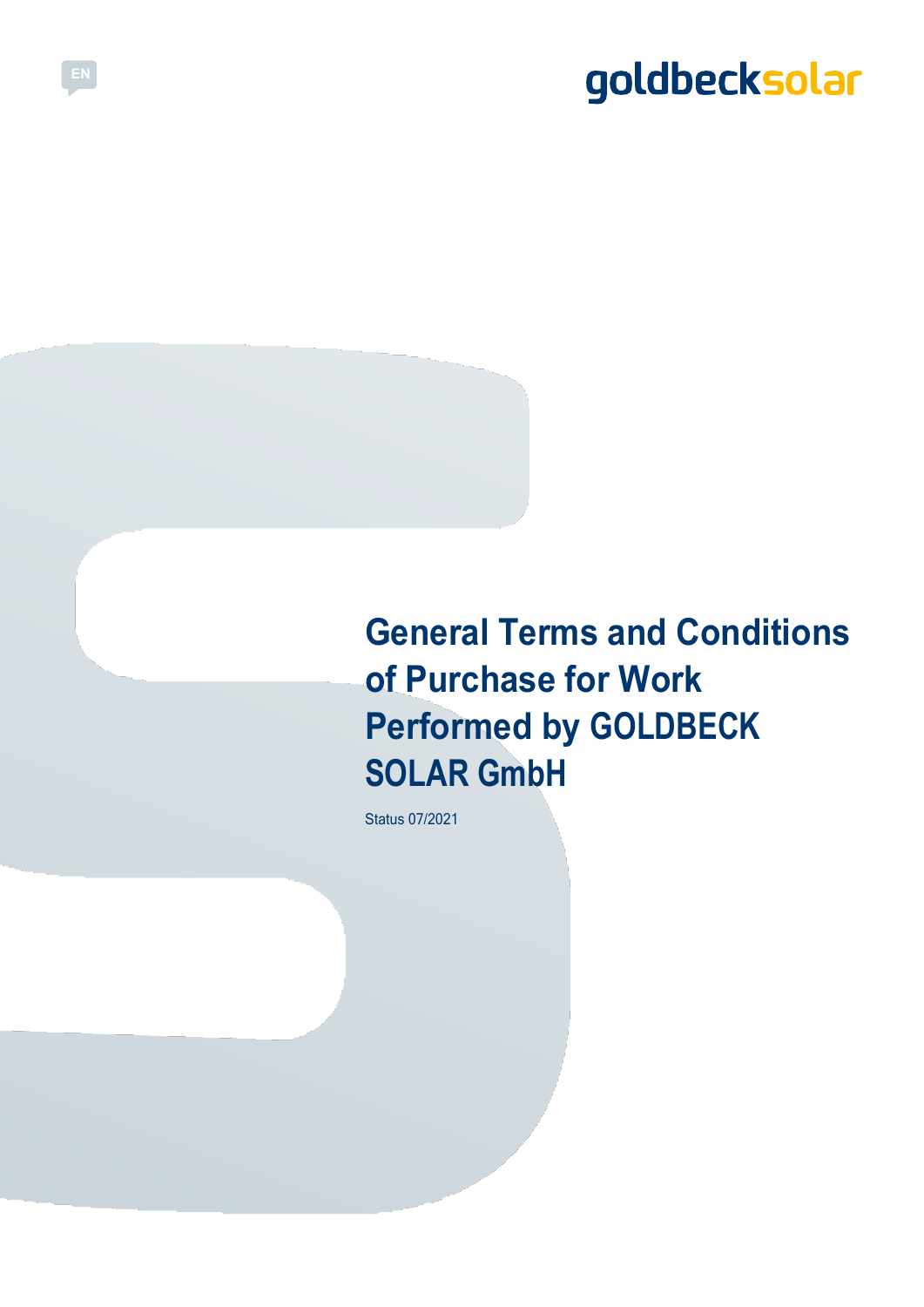EN

goldbecksolar

# General Terms and Conditions of Purchase for Work Performed by GOLDBECK SOLAR GmbH

Status 07/2021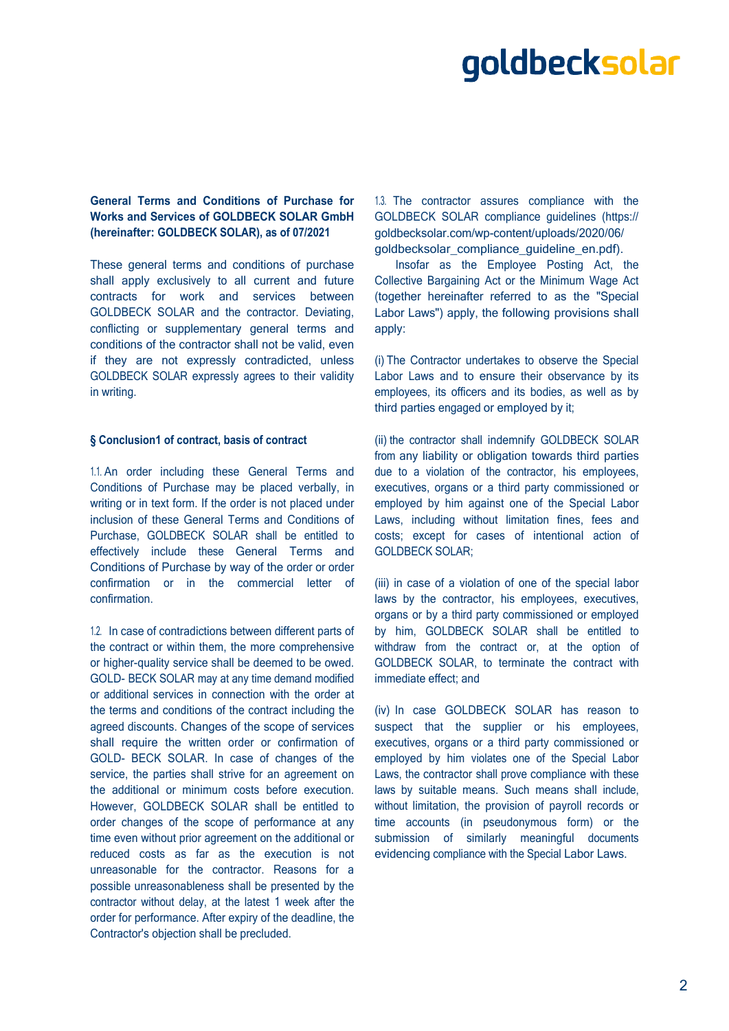**General Terms and Conditions of Purchase for Works and Services of GOLDBECK SOLAR GmbH (hereinafter: GOLDBECK SOLAR), as of 07/2021**

These general terms and conditions of purchase shall apply exclusively to all current and future contracts for work and services between GOLDBECK SOLAR and the contractor. Deviating, conflicting or supplementary general terms and conditions of the contractor shall not be valid, even if they are not expressly contradicted, unless GOLDBECK SOLAR expressly agrees to their validity in writing.

## § Conclusion1 of contract, basis of contract

1.1. An order including these General Terms and Conditions of Purchase may be placed verbally, in writing or in text form. If the order is not placed under inclusion of these General Terms and Conditions of Purchase, GOLDBECK SOLAR shall be entitled to effectively include these General Terms and Conditions of Purchase by way of the order or order confirmation or in the commercial letter of confirmation.

1.2. In case of contradictions between different parts of the contract or within them, the more comprehensive or higher-quality service shall be deemed to be owed. GOLD- BECK SOLAR may at any time demand modified or additional services in connection with the order at the terms and conditions of the contract including the agreed discounts. Changes of the scope of services shall require the written order or confirmation of GOLD- BECK SOLAR. In case of changes of the service, the parties shall strive for an agreement on the additional or minimum costs before execution. However, GOLDBECK SOLAR shall be entitled to order changes of the scope of performance at any time even without prior agreement on the additional or reduced costs as far as the execution is not unreasonable for the contractor. Reasons for a possible unreasonableness shall be presented by the contractor without delay, at the latest 1 week after the order for performance. After expiry of the deadline, the Contractor's objection shall be precluded.

1.3. The contractor assures compliance with the GOLDBECK SOLAR compliance guidelines (https://goldbecksolar.com/wp-content/uploads/2020/06/goldbecksolar_compliance_guideline_en.pdf).

Insofar as the Employee Posting Act, the Collective Bargaining Act or the Minimum Wage Act (together hereinafter referred to as the "Special Labor Laws") apply, the following provisions shall apply:

(i) The Contractor undertakes to observe the Special Labor Laws and to ensure their observance by its employees, its officers and its bodies, as well as by third parties engaged or employed by it;

(ii) the contractor shall indemnify GOLDBECK SOLAR from any liability or obligation towards third parties due to a violation of the contractor, his employees, executives, organs or a third party commissioned or employed by him against one of the Special Labor Laws, including without limitation fines, fees and costs; except for cases of intentional action of GOLDBECK SOLAR;

(iii) in case of a violation of one of the special labor laws by the contractor, his employees, executives, organs or by a third party commissioned or employed by him, GOLDBECK SOLAR shall be entitled to withdraw from the contract or, at the option of GOLDBECK SOLAR, to terminate the contract with immediate effect; and

(iv) In case GOLDBECK SOLAR has reason to suspect that the supplier or his employees, executives, organs or a third party commissioned or employed by him violates one of the Special Labor Laws, the contractor shall prove compliance with these laws by suitable means. Such means shall include, without limitation, the provision of payroll records or time accounts (in pseudonymous form) or the submission of similarly meaningful documents evidencing compliance with the Special Labor Laws.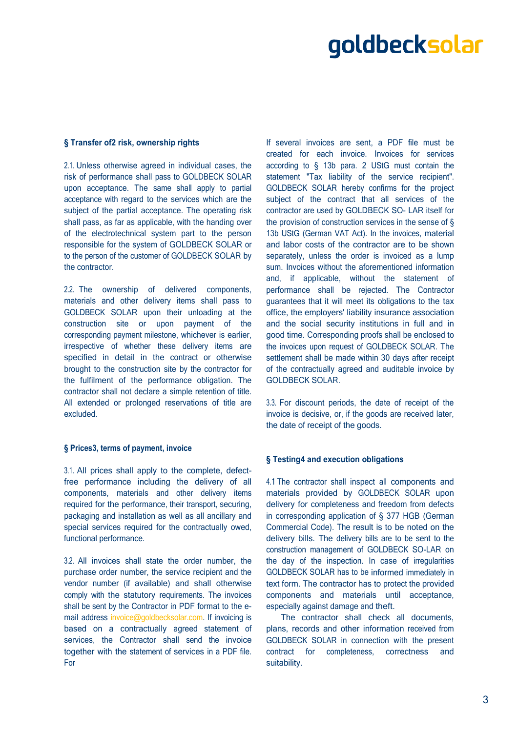## § Transfer of2 risk, ownership rights

2.1. Unless otherwise agreed in individual cases, the risk of performance shall pass to GOLDBECK SOLAR upon acceptance. The same shall apply to partial acceptance with regard to the services which are the subject of the partial acceptance. The operating risk shall pass, as far as applicable, with the handing over of the electrotechnical system part to the person responsible for the system of GOLDBECK SOLAR or to the person of the customer of GOLDBECK SOLAR by the contractor.

2.2. The ownership of delivered components, materials and other delivery items shall pass to GOLDBECK SOLAR upon their unloading at the construction site or upon payment of the corresponding payment milestone, whichever is earlier, irrespective of whether these delivery items are specified in detail in the contract or otherwise brought to the construction site by the contractor for the fulfilment of the performance obligation. The contractor shall not declare a simple retention of title. All extended or prolonged reservations of title are excluded.

## § Prices3, terms of payment, invoice

3.1. All prices shall apply to the complete, defect-free performance including the delivery of all components, materials and other delivery items required for the performance, their transport, securing, packaging and installation as well as all ancillary and special services required for the contractually owed, functional performance.

3.2. All invoices shall state the order number, the purchase order number, the service recipient and the vendor number (if available) and shall otherwise comply with the statutory requirements. The invoices shall be sent by the Contractor in PDF format to the e-mail address invoice@goldbecksolar.com. If invoicing is based on a contractually agreed statement of services, the Contractor shall send the invoice together with the statement of services in a PDF file. For If several invoices are sent, a PDF file must be created for each invoice. Invoices for services according to § 13b para. 2 UStG must contain the statement "Tax liability of the service recipient". GOLDBECK SOLAR hereby confirms for the project subject of the contract that all services of the contractor are used by GOLDBECK SO- LAR itself for the provision of construction services in the sense of § 13b UStG (German VAT Act). In the invoices, material and labor costs of the contractor are to be shown separately, unless the order is invoiced as a lump sum. Invoices without the aforementioned information and, if applicable, without the statement of performance shall be rejected. The Contractor guarantees that it will meet its obligations to the tax office, the employers' liability insurance association and the social security institutions in full and in good time. Corresponding proofs shall be enclosed to the invoices upon request of GOLDBECK SOLAR. The settlement shall be made within 30 days after receipt of the contractually agreed and auditable invoice by GOLDBECK SOLAR.

3.3. For discount periods, the date of receipt of the invoice is decisive, or, if the goods are received later, the date of receipt of the goods.

## § Testing4 and execution obligations

4.1 The contractor shall inspect all components and materials provided by GOLDBECK SOLAR upon delivery for completeness and freedom from defects in corresponding application of § 377 HGB (German Commercial Code). The result is to be noted on the delivery bills. The delivery bills are to be sent to the construction management of GOLDBECK SO-LAR on the day of the inspection. In case of irregularities GOLDBECK SOLAR has to be informed immediately in text form. The contractor has to protect the provided components and materials until acceptance, especially against damage and theft.

The contractor shall check all documents, plans, records and other information received from GOLDBECK SOLAR in connection with the present contract for completeness, correctness and suitability.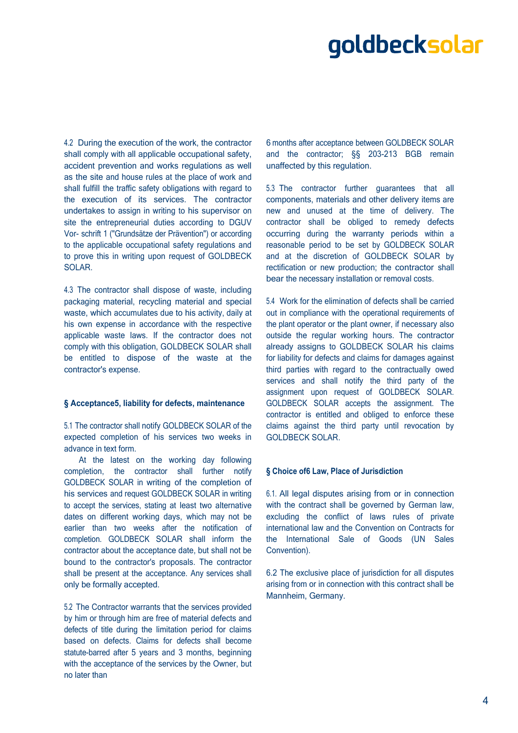4.2 During the execution of the work, the contractor shall comply with all applicable occupational safety, accident prevention and works regulations as well as the site and house rules at the place of work and shall fulfill the traffic safety obligations with regard to the execution of its services. The contractor undertakes to assign in writing to his supervisor on site the entrepreneurial duties according to DGUV Vor- schrift 1 ("Grundsätze der Prävention") or according to the applicable occupational safety regulations and to prove this in writing upon request of GOLDBECK SOLAR.

4.3 The contractor shall dispose of waste, including packaging material, recycling material and special waste, which accumulates due to his activity, daily at his own expense in accordance with the respective applicable waste laws. If the contractor does not comply with this obligation, GOLDBECK SOLAR shall be entitled to dispose of the waste at the contractor's expense.

### § Acceptance5, liability for defects, maintenance

5.1 The contractor shall notify GOLDBECK SOLAR of the expected completion of his services two weeks in advance in text form.

At the latest on the working day following completion, the contractor shall further notify GOLDBECK SOLAR in writing of the completion of his services and request GOLDBECK SOLAR in writing to accept the services, stating at least two alternative dates on different working days, which may not be earlier than two weeks after the notification of completion. GOLDBECK SOLAR shall inform the contractor about the acceptance date, but shall not be bound to the contractor's proposals. The contractor shall be present at the acceptance. Any services shall only be formally accepted.

5.2 The Contractor warrants that the services provided by him or through him are free of material defects and defects of title during the limitation period for claims based on defects. Claims for defects shall become statute-barred after 5 years and 3 months, beginning with the acceptance of the services by the Owner, but no later than 6 months after acceptance between GOLDBECK SOLAR and the contractor; §§ 203-213 BGB remain unaffected by this regulation.

5.3 The contractor further guarantees that all components, materials and other delivery items are new and unused at the time of delivery. The contractor shall be obliged to remedy defects occurring during the warranty periods within a reasonable period to be set by GOLDBECK SOLAR and at the discretion of GOLDBECK SOLAR by rectification or new production; the contractor shall bear the necessary installation or removal costs.

5.4 Work for the elimination of defects shall be carried out in compliance with the operational requirements of the plant operator or the plant owner, if necessary also outside the regular working hours. The contractor already assigns to GOLDBECK SOLAR his claims for liability for defects and claims for damages against third parties with regard to the contractually owed services and shall notify the third party of the assignment upon request of GOLDBECK SOLAR. GOLDBECK SOLAR accepts the assignment. The contractor is entitled and obliged to enforce these claims against the third party until revocation by GOLDBECK SOLAR.

### § Choice of6 Law, Place of Jurisdiction

6.1. All legal disputes arising from or in connection with the contract shall be governed by German law, excluding the conflict of laws rules of private international law and the Convention on Contracts for the International Sale of Goods (UN Sales Convention).

6.2 The exclusive place of jurisdiction for all disputes arising from or in connection with this contract shall be Mannheim, Germany.